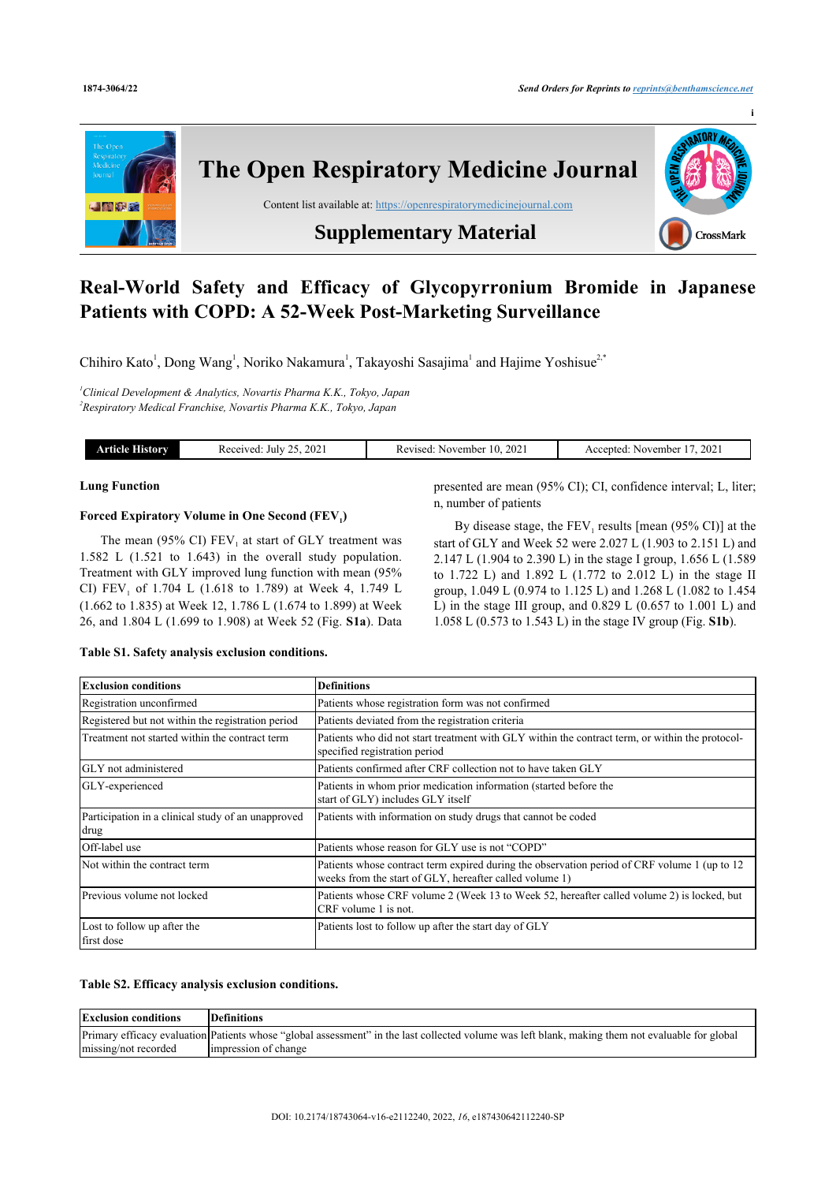# Real-World Safety and Efficacy of Glycopyrronium Bromide in Japanese Patients with COPD: A 52-Week Post-Marketing Surveillance

Chihiro Kato[1], Dong Wang[1], Noriko Nakamura[1], Takayoshi Sasajima[1] and Hajime Yoshisue[2,*]

[1]*Clinical Development & Analytics, Novartis Pharma K.K., Tokyo, Japan*
[2]*Respiratory Medical Franchise, Novartis Pharma K.K., Tokyo, Japan*

| Article History | Received: July 25, 2021 | Revised: November 10, 2021 | Accepted: November 17, 2021 |
|---|---|---|---|

### Lung Function

#### Forced Expiratory Volume in One Second ($FEV_1$)

The mean (95% CI) $FEV_1$ at start of GLY treatment was 1.582 L (1.521 to 1.643) in the overall study population. Treatment with GLY improved lung function with mean (95% CI) $FEV_1$ of 1.704 L (1.618 to 1.789) at Week 4, 1.749 L (1.662 to 1.835) at Week 12, 1.786 L (1.674 to 1.899) at Week 26, and 1.804 L (1.699 to 1.908) at Week 52 (Fig. **S1a**). Data presented are mean (95% CI); CI, confidence interval; L, liter; n, number of patients

By disease stage, the $FEV_1$ results [mean (95% CI)] at the start of GLY and Week 52 were 2.027 L (1.903 to 2.151 L) and 2.147 L (1.904 to 2.390 L) in the stage I group, 1.656 L (1.589 to 1.722 L) and 1.892 L (1.772 to 2.012 L) in the stage II group, 1.049 L (0.974 to 1.125 L) and 1.268 L (1.082 to 1.454 L) in the stage III group, and 0.829 L (0.657 to 1.001 L) and 1.058 L (0.573 to 1.543 L) in the stage IV group (Fig. **S1b**).

**Table S1. Safety analysis exclusion conditions.**

| Exclusion conditions | Definitions |
|---|---|
| Registration unconfirmed | Patients whose registration form was not confirmed |
| Registered but not within the registration period | Patients deviated from the registration criteria |
| Treatment not started within the contract term | Patients who did not start treatment with GLY within the contract term, or within the protocol-specified registration period |
| GLY not administered | Patients confirmed after CRF collection not to have taken GLY |
| GLY-experienced | Patients in whom prior medication information (started before the start of GLY) includes GLY itself |
| Participation in a clinical study of an unapproved drug | Patients with information on study drugs that cannot be coded |
| Off-label use | Patients whose reason for GLY use is not "COPD" |
| Not within the contract term | Patients whose contract term expired during the observation period of CRF volume 1 (up to 12 weeks from the start of GLY, hereafter called volume 1) |
| Previous volume not locked | Patients whose CRF volume 2 (Week 13 to Week 52, hereafter called volume 2) is locked, but CRF volume 1 is not. |
| Lost to follow up after the first dose | Patients lost to follow up after the start day of GLY |

**Table S2. Efficacy analysis exclusion conditions.**

| Exclusion conditions | Definitions |
|---|---|
| Primary efficacy evaluation missing/not recorded | Patients whose "global assessment" in the last collected volume was left blank, making them not evaluable for global impression of change |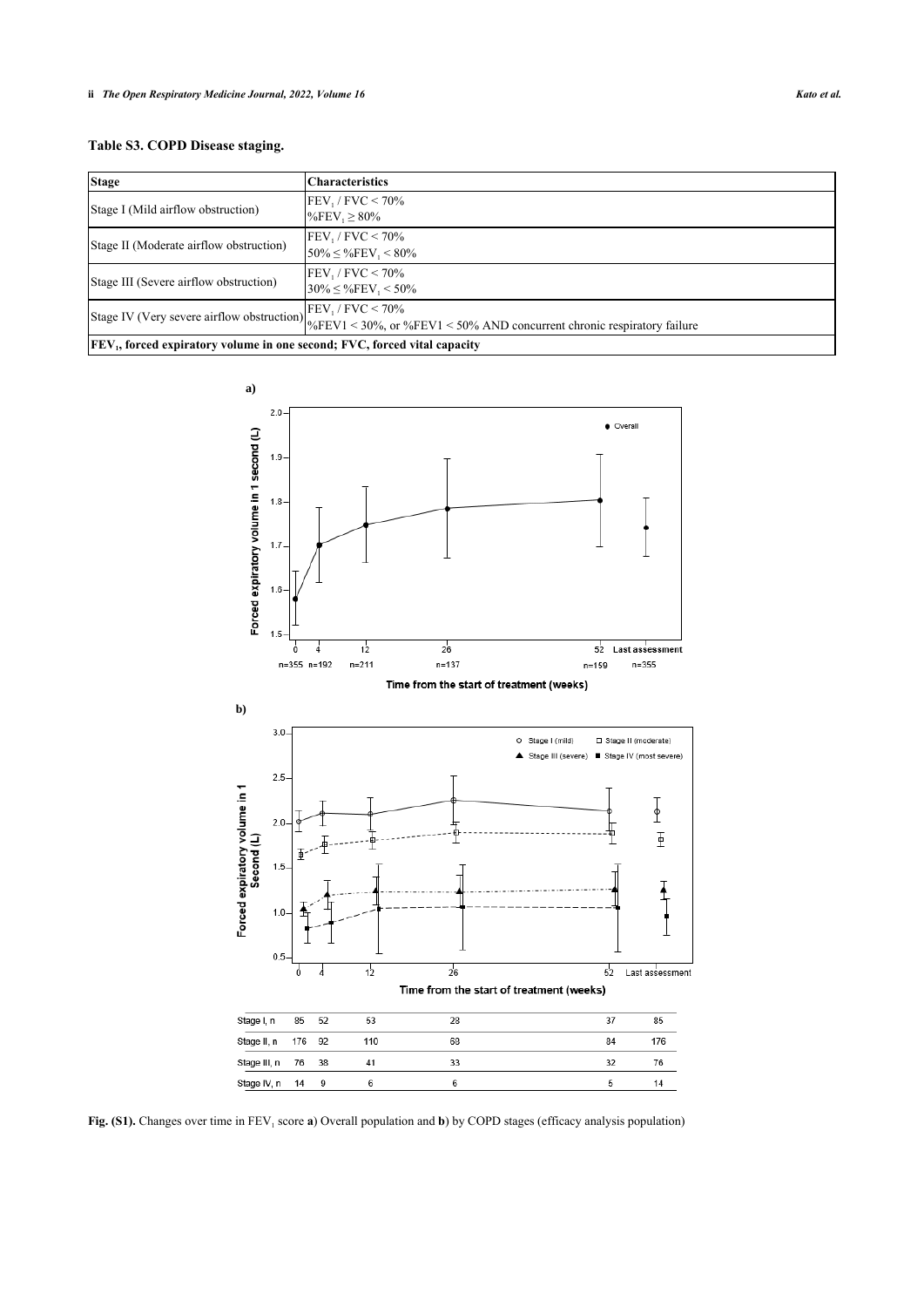**Table S3. COPD Disease staging.**

| Stage | Characteristics |
|---|---|
| Stage I (Mild airflow obstruction) | $FEV_1$ / FVC < 70%<br>%$FEV_1$ ≥ 80% |
| Stage II (Moderate airflow obstruction) | $FEV_1$ / FVC < 70%<br>50% ≤ %$FEV_1$ < 80% |
| Stage III (Severe airflow obstruction) | $FEV_1$ / FVC < 70%<br>30% ≤ %$FEV_1$ < 50% |
| Stage IV (Very severe airflow obstruction) | $FEV_1$ / FVC < 70%<br>%FEV1 < 30%, or %FEV1 < 50% AND concurrent chronic respiratory failure |
| **$FEV_1$, forced expiratory volume in one second; FVC, forced vital capacity** | |

| | 0 | 4 | 12 | 26 | 52 | Last assessment |
|---|---|---|---|---|---|---|
| Stage I, n | 85 | 52 | 53 | 28 | 37 | 85 |
| Stage II, n | 176 | 92 | 110 | 68 | 84 | 176 |
| Stage III, n | 76 | 38 | 41 | 33 | 32 | 76 |
| Stage IV, n | 14 | 9 | 6 | 6 | 5 | 14 |

**Fig. (S1).** Changes over time in $FEV_1$ score **a**) Overall population and **b**) by COPD stages (efficacy analysis population)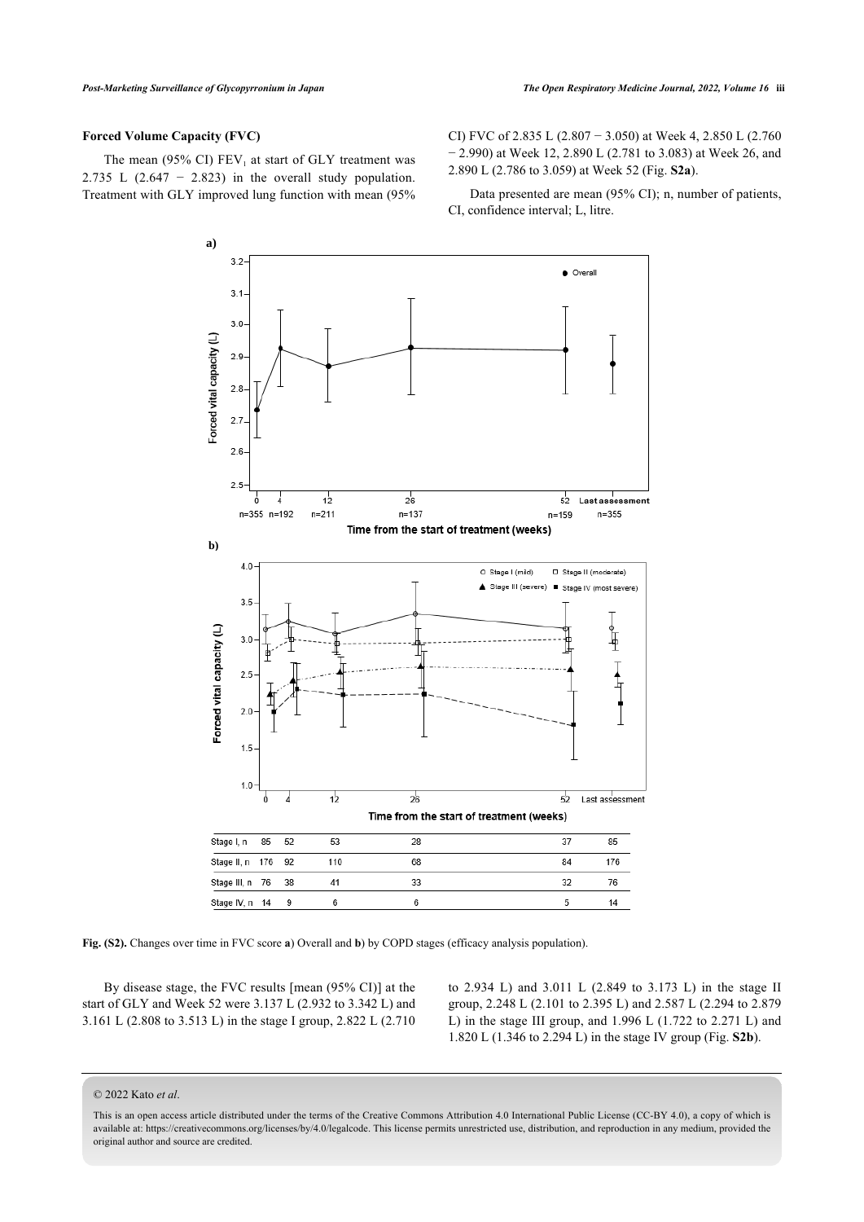### Forced Volume Capacity (FVC)

The mean (95% CI) $FEV_1$ at start of GLY treatment was 2.735 L (2.647 − 2.823) in the overall study population. Treatment with GLY improved lung function with mean (95% CI) FVC of 2.835 L (2.807 − 3.050) at Week 4, 2.850 L (2.760 − 2.990) at Week 12, 2.890 L (2.781 to 3.083) at Week 26, and 2.890 L (2.786 to 3.059) at Week 52 (Fig. **S2a**).

Data presented are mean (95% CI); n, number of patients, CI, confidence interval; L, litre.

a)

Overall

Forced vital capacity (L)

3.2
3.1
3.0
2.9
2.8
2.7
2.6
2.5

0 4 12 26 52 Last assessment

n=355 n=192 n=211 n=137 n=159 n=355

Time from the start of treatment (weeks)

b)

Stage I (mild) Stage II (moderate) Stage III (severe) Stage IV (most severe)

Forced vital capacity (L)

4.0
3.5
3.0
2.5
2.0
1.5
1.0

0 4 12 26 52 Last assessment

Time from the start of treatment (weeks)

Stage I, n 85 52 53 28 37 85

Stage II, n 176 92 110 68 84 176

Stage III, n 76 38 41 33 32 76

Stage IV, n 14 9 6 6 5 14

**Fig. (S2).** Changes over time in FVC score **a**) Overall and **b**) by COPD stages (efficacy analysis population).

By disease stage, the FVC results [mean (95% CI)] at the start of GLY and Week 52 were 3.137 L (2.932 to 3.342 L) and 3.161 L (2.808 to 3.513 L) in the stage I group, 2.822 L (2.710 to 2.934 L) and 3.011 L (2.849 to 3.173 L) in the stage II group, 2.248 L (2.101 to 2.395 L) and 2.587 L (2.294 to 2.879 L) in the stage III group, and 1.996 L (1.722 to 2.271 L) and 1.820 L (1.346 to 2.294 L) in the stage IV group (Fig. **S2b**).

© 2022 Kato *et al*.

This is an open access article distributed under the terms of the Creative Commons Attribution 4.0 International Public License (CC-BY 4.0), a copy of which is available at: https://creativecommons.org/licenses/by/4.0/legalcode. This license permits unrestricted use, distribution, and reproduction in any medium, provided the original author and source are credited.